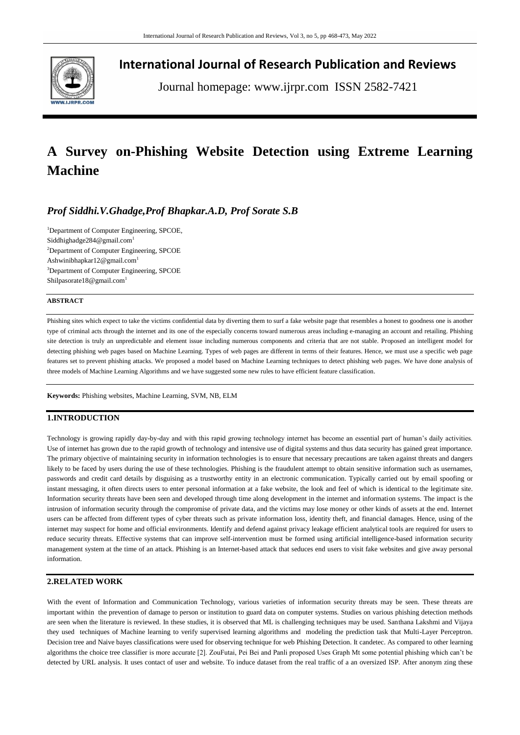# International Journal of Research Publication and Reviews

Journal homepage: www.ijrpr.com ISSN 2582-7421

# A Survey on-Phishing Website Detection using Extreme Learning Machine

***Prof Siddhi.V.Ghadge,Prof Bhapkar.A.D, Prof Sorate S.B***

[1]Department of Computer Engineering, SPCOE,
Siddhighadge284@gmail.com[1]
[2]Department of Computer Engineering, SPCOE
Ashwinibhapkar12@gmail.com[1]
[3]Department of Computer Engineering, SPCOE
Shilpasorate18@gmail.com[1]

**ABSTRACT**

Phishing sites which expect to take the victims confidential data by diverting them to surf a fake website page that resembles a honest to goodness one is another type of criminal acts through the internet and its one of the especially concerns toward numerous areas including e-managing an account and retailing. Phishing site detection is truly an unpredictable and element issue including numerous components and criteria that are not stable. Proposed an intelligent model for detecting phishing web pages based on Machine Learning. Types of web pages are different in terms of their features. Hence, we must use a specific web page features set to prevent phishing attacks. We proposed a model based on Machine Learning techniques to detect phishing web pages. We have done analysis of three models of Machine Learning Algorithms and we have suggested some new rules to have efficient feature classification.

**Keywords:** Phishing websites, Machine Learning, SVM, NB, ELM

## 1.INTRODUCTION

Technology is growing rapidly day-by-day and with this rapid growing technology internet has become an essential part of human's daily activities. Use of internet has grown due to the rapid growth of technology and intensive use of digital systems and thus data security has gained great importance. The primary objective of maintaining security in information technologies is to ensure that necessary precautions are taken against threats and dangers likely to be faced by users during the use of these technologies. Phishing is the fraudulent attempt to obtain sensitive information such as usernames, passwords and credit card details by disguising as a trustworthy entity in an electronic communication. Typically carried out by email spoofing or instant messaging, it often directs users to enter personal information at a fake website, the look and feel of which is identical to the legitimate site. Information security threats have been seen and developed through time along development in the internet and information systems. The impact is the intrusion of information security through the compromise of private data, and the victims may lose money or other kinds of assets at the end. Internet users can be affected from different types of cyber threats such as private information loss, identity theft, and financial damages. Hence, using of the internet may suspect for home and official environments. Identify and defend against privacy leakage efficient analytical tools are required for users to reduce security threats. Effective systems that can improve self-intervention must be formed using artificial intelligence-based information security management system at the time of an attack. Phishing is an Internet-based attack that seduces end users to visit fake websites and give away personal information.

## 2.RELATED WORK

With the event of Information and Communication Technology, various varieties of information security threats may be seen. These threats are important within the prevention of damage to person or institution to guard data on computer systems. Studies on various phishing detection methods are seen when the literature is reviewed. In these studies, it is observed that ML is challenging techniques may be used. Santhana Lakshmi and Vijaya they used techniques of Machine learning to verify supervised learning algorithms and modeling the prediction task that Multi-Layer Perceptron. Decision tree and Naive bayes classifications were used for observing technique for web Phishing Detection. It candetec. As compared to other learning algorithms the choice tree classifier is more accurate [2]. ZouFutai, Pei Bei and Panli proposed Uses Graph Mt some potential phishing which can't be detected by URL analysis. It uses contact of user and website. To induce dataset from the real traffic of a an oversized ISP. After anonym zing these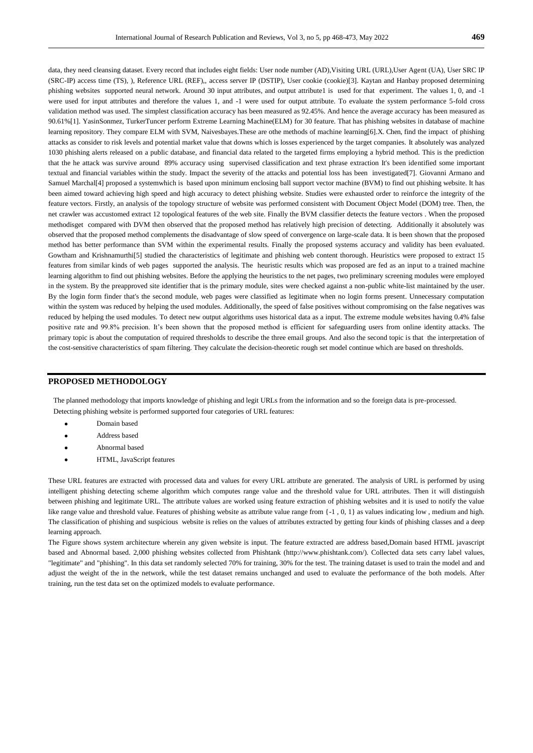data, they need cleansing dataset. Every record that includes eight fields: User node number (AD),Visiting URL (URL),User Agent (UA), User SRC IP (SRC-IP) access time (TS), ), Reference URL (REF),, access server IP (DSTIP), User cookie (cookie)[3]. Kaytan and Hanbay proposed determining phishing websites supported neural network. Around 30 input attributes, and output attribute1 is used for that experiment. The values 1, 0, and -1 were used for input attributes and therefore the values 1, and -1 were used for output attribute. To evaluate the system performance 5-fold cross validation method was used. The simplest classification accuracy has been measured as 92.45%. And hence the average accuracy has been measured as 90.61%[1]. YasinSonmez, TurkerTuncer perform Extreme Learning Machine(ELM) for 30 feature. That has phishing websites in database of machine learning repository. They compare ELM with SVM, Naivesbayes.These are othe methods of machine learning[6].X. Chen, find the impact of phishing attacks as consider to risk levels and potential market value that downs which is losses experienced by the target companies. It absolutely was analyzed 1030 phishing alerts released on a public database, and financial data related to the targeted firms employing a hybrid method. This is the prediction that the he attack was survive around 89% accuracy using supervised classification and text phrase extraction It's been identified some important textual and financial variables within the study. Impact the severity of the attacks and potential loss has been investigated[7]. Giovanni Armano and Samuel Marchal[4] proposed a systemwhich is based upon minimum enclosing ball support vector machine (BVM) to find out phishing website. It has been aimed toward achieving high speed and high accuracy to detect phishing website. Studies were exhausted order to reinforce the integrity of the feature vectors. Firstly, an analysis of the topology structure of website was performed consistent with Document Object Model (DOM) tree. Then, the net crawler was accustomed extract 12 topological features of the web site. Finally the BVM classifier detects the feature vectors . When the proposed methodisget compared with DVM then observed that the proposed method has relatively high precision of detecting. Additionally it absolutely was observed that the proposed method complements the disadvantage of slow speed of convergence on large-scale data. It is been shown that the proposed method has better performance than SVM within the experimental results. Finally the proposed systems accuracy and validity has been evaluated. Gowtham and Krishnamurthi[5] studied the characteristics of legitimate and phishing web content thorough. Heuristics were proposed to extract 15 features from similar kinds of web pages supported the analysis. The heuristic results which was proposed are fed as an input to a trained machine learning algorithm to find out phishing websites. Before the applying the heuristics to the net pages, two preliminary screening modules were employed in the system. By the preapproved site identifier that is the primary module, sites were checked against a non-public white-list maintained by the user. By the login form finder that's the second module, web pages were classified as legitimate when no login forms present. Unnecessary computation within the system was reduced by helping the used modules. Additionally, the speed of false positives without compromising on the false negatives was reduced by helping the used modules. To detect new output algorithms uses historical data as a input. The extreme module websites having 0.4% false positive rate and 99.8% precision. It's been shown that the proposed method is efficient for safeguarding users from online identity attacks. The primary topic is about the computation of required thresholds to describe the three email groups. And also the second topic is that the interpretation of the cost-sensitive characteristics of spam filtering. They calculate the decision-theoretic rough set model continue which are based on thresholds.

## PROPOSED METHODOLOGY

The planned methodology that imports knowledge of phishing and legit URLs from the information and so the foreign data is pre-processed. Detecting phishing website is performed supported four categories of URL features:

- Domain based
- Address based
- Abnormal based
- HTML, JavaScript features

These URL features are extracted with processed data and values for every URL attribute are generated. The analysis of URL is performed by using intelligent phishing detecting scheme algorithm which computes range value and the threshold value for URL attributes. Then it will distinguish between phishing and legitimate URL. The attribute values are worked using feature extraction of phishing websites and it is used to notify the value like range value and threshold value. Features of phishing website as attribute value range from {-1 , 0, 1} as values indicating low , medium and high. The classification of phishing and suspicious website is relies on the values of attributes extracted by getting four kinds of phishing classes and a deep learning approach.

The Figure shows system architecture wherein any given website is input. The feature extracted are address based,Domain based HTML javascript based and Abnormal based. 2,000 phishing websites collected from Phishtank (http://www.phishtank.com/). Collected data sets carry label values, "legitimate" and "phishing". In this data set randomly selected 70% for training, 30% for the test. The training dataset is used to train the model and and adjust the weight of the in the network, while the test dataset remains unchanged and used to evaluate the performance of the both models. After training, run the test data set on the optimized models to evaluate performance.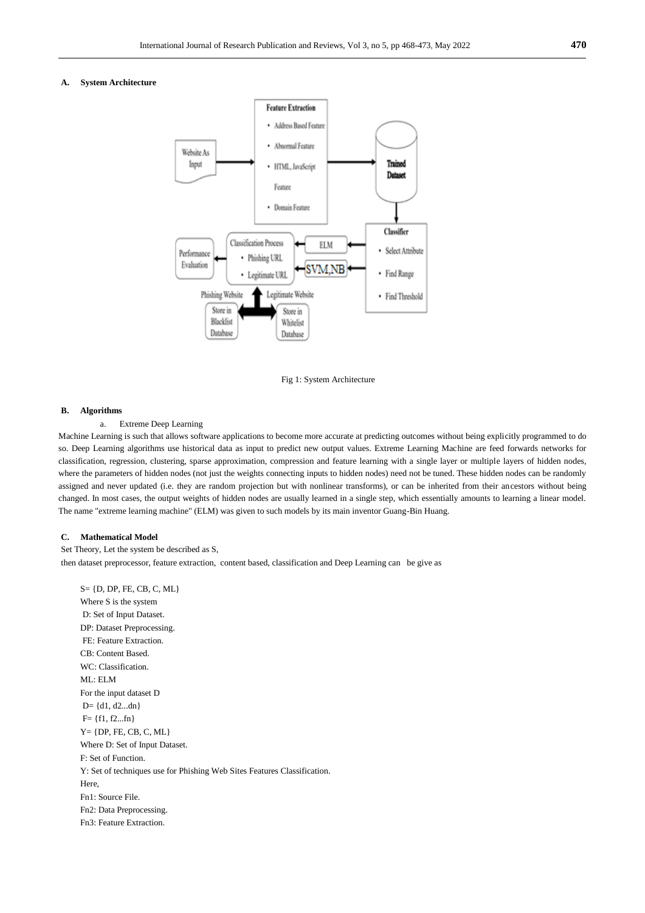### A. System Architecture

Fig 1: System Architecture

### B. Algorithms

a. Extreme Deep Learning

Machine Learning is such that allows software applications to become more accurate at predicting outcomes without being explicitly programmed to do so. Deep Learning algorithms use historical data as input to predict new output values. Extreme Learning Machine are feed forwards networks for classification, regression, clustering, sparse approximation, compression and feature learning with a single layer or multiple layers of hidden nodes, where the parameters of hidden nodes (not just the weights connecting inputs to hidden nodes) need not be tuned. These hidden nodes can be randomly assigned and never updated (i.e. they are random projection but with nonlinear transforms), or can be inherited from their ancestors without being changed. In most cases, the output weights of hidden nodes are usually learned in a single step, which essentially amounts to learning a linear model. The name "extreme learning machine" (ELM) was given to such models by its main inventor Guang-Bin Huang.

### C. Mathematical Model

Set Theory, Let the system be described as S,

then dataset preprocessor, feature extraction, content based, classification and Deep Learning can be give as

S= {D, DP, FE, CB, C, ML}

Where S is the system

D: Set of Input Dataset.

DP: Dataset Preprocessing.

FE: Feature Extraction.

CB: Content Based.

WC: Classification.

ML: ELM

For the input dataset D

D= {d1, d2...dn}

F= {f1, f2...fn}

Y= {DP, FE, CB, C, ML}

Where D: Set of Input Dataset.

F: Set of Function.

Y: Set of techniques use for Phishing Web Sites Features Classification.

Here,

Fn1: Source File.

Fn2: Data Preprocessing.

Fn3: Feature Extraction.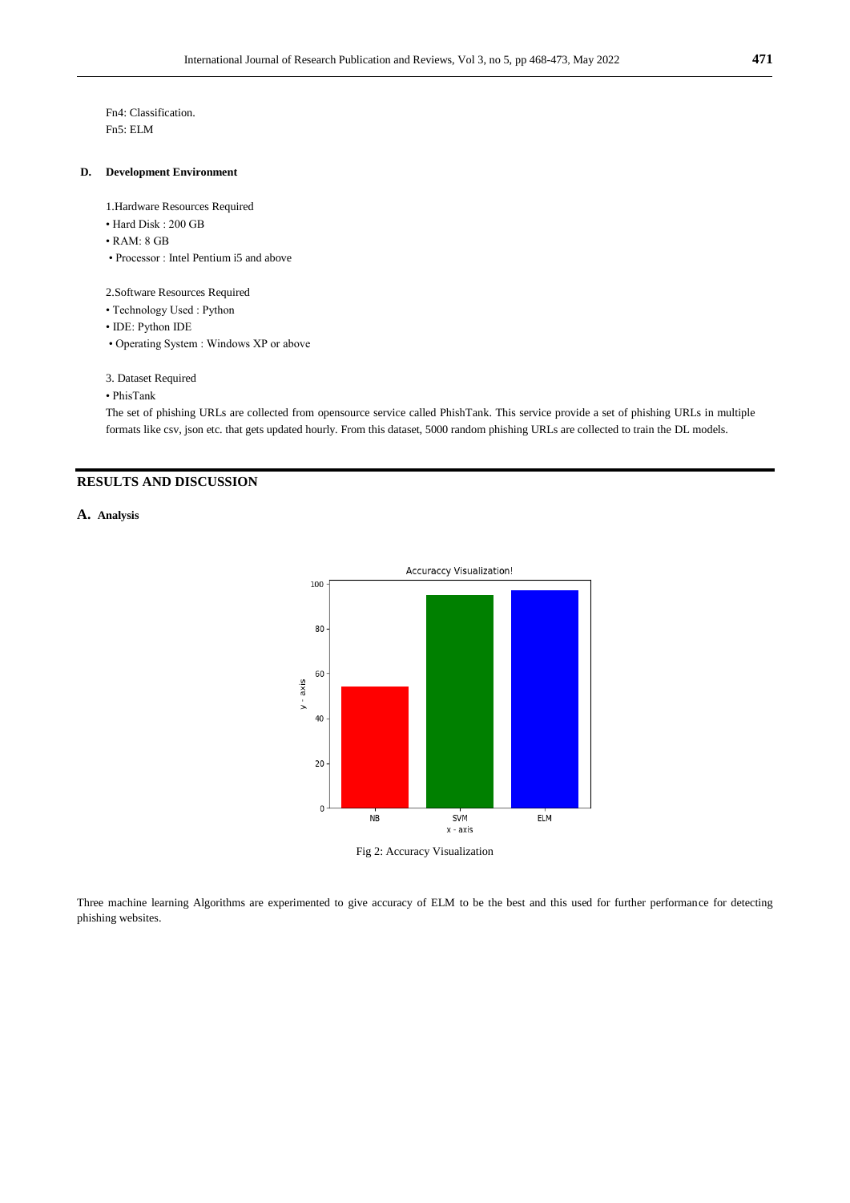Fn4: Classification.
Fn5: ELM

### D. Development Environment

1.Hardware Resources Required

- Hard Disk : 200 GB
- RAM: 8 GB
- Processor : Intel Pentium i5 and above

2.Software Resources Required

- Technology Used : Python
- IDE: Python IDE
- Operating System : Windows XP or above

3. Dataset Required

- PhisTank

The set of phishing URLs are collected from opensource service called PhishTank. This service provide a set of phishing URLs in multiple formats like csv, json etc. that gets updated hourly. From this dataset, 5000 random phishing URLs are collected to train the DL models.

## RESULTS AND DISCUSSION

### A. Analysis

Fig 2: Accuracy Visualization

Three machine learning Algorithms are experimented to give accuracy of ELM to be the best and this used for further performance for detecting phishing websites.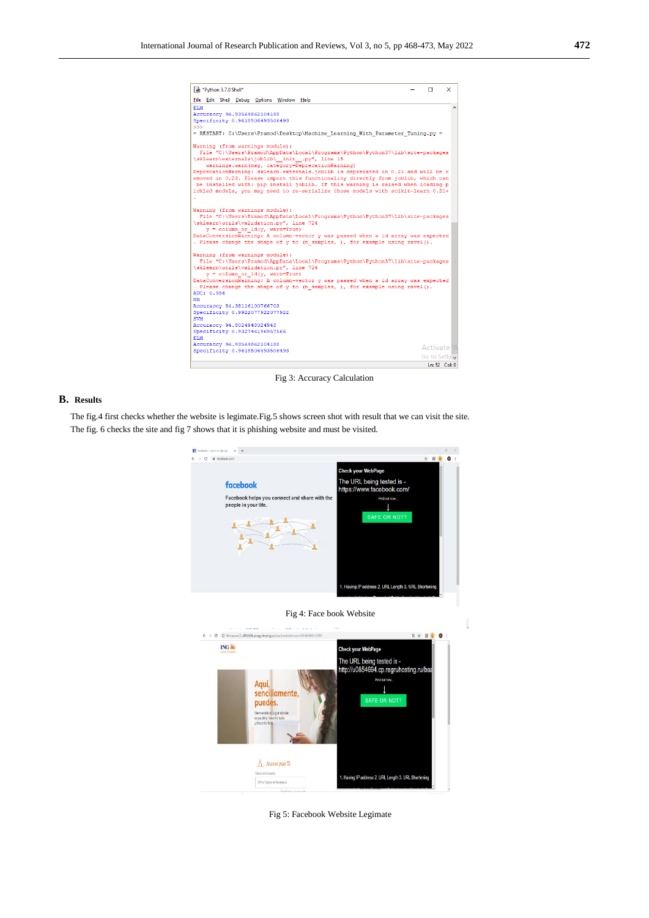Fig 3: Accuracy Calculation

## B. Results

The fig.4 first checks whether the website is legimate.Fig.5 shows screen shot with result that we can visit the site. The fig. 6 checks the site and fig 7 shows that it is phishing website and must be visited.

Fig 4: Face book Website

Fig 5: Facebook Website Legimate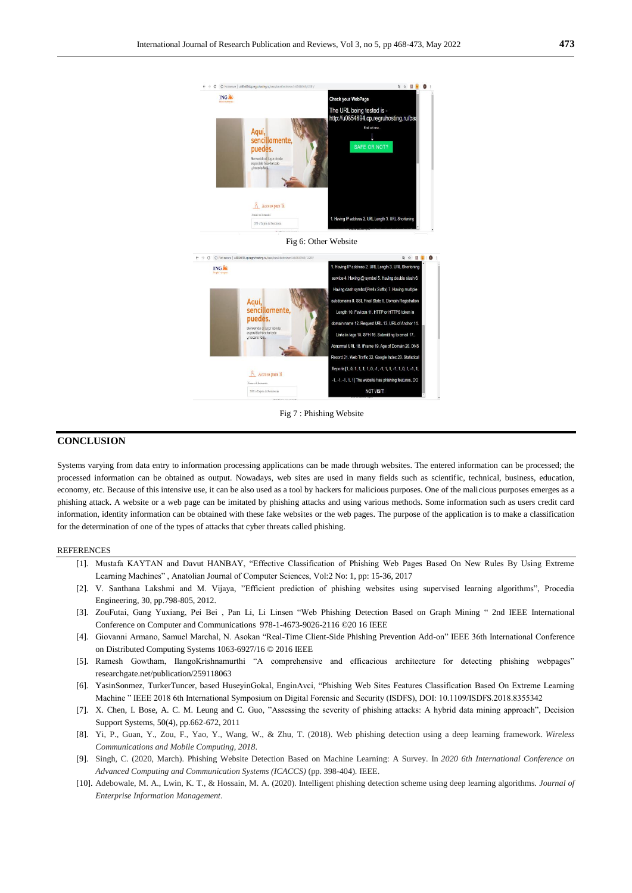Fig 6: Other Website

Fig 7 : Phishing Website

## CONCLUSION

Systems varying from data entry to information processing applications can be made through websites. The entered information can be processed; the processed information can be obtained as output. Nowadays, web sites are used in many fields such as scientific, technical, business, education, economy, etc. Because of this intensive use, it can be also used as a tool by hackers for malicious purposes. One of the malicious purposes emerges as a phishing attack. A website or a web page can be imitated by phishing attacks and using various methods. Some information such as users credit card information, identity information can be obtained with these fake websites or the web pages. The purpose of the application is to make a classification for the determination of one of the types of attacks that cyber threats called phishing.

REFERENCES

[1]. Mustafa KAYTAN and Davut HANBAY, "Effective Classification of Phishing Web Pages Based On New Rules By Using Extreme Learning Machines" , Anatolian Journal of Computer Sciences, Vol:2 No: 1, pp: 15-36, 2017

[2]. V. Santhana Lakshmi and M. Vijaya, "Efficient prediction of phishing websites using supervised learning algorithms", Procedia Engineering, 30, pp.798-805, 2012.

[3]. ZouFutai, Gang Yuxiang, Pei Bei , Pan Li, Li Linsen "Web Phishing Detection Based on Graph Mining " 2nd IEEE International Conference on Computer and Communications 978-1-4673-9026-2116 ©20 16 IEEE

[4]. Giovanni Armano, Samuel Marchal, N. Asokan "Real-Time Client-Side Phishing Prevention Add-on" IEEE 36th International Conference on Distributed Computing Systems 1063-6927/16 © 2016 IEEE

[5]. Ramesh Gowtham, IlangoKrishnamurthi "A comprehensive and efficacious architecture for detecting phishing webpages" researchgate.net/publication/259118063

[6]. YasinSonmez, TurkerTuncer, based HuseyinGokal, EnginAvci, "Phishing Web Sites Features Classification Based On Extreme Learning Machine " IEEE 2018 6th International Symposium on Digital Forensic and Security (ISDFS), DOI: 10.1109/ISDFS.2018.8355342

[7]. X. Chen, I. Bose, A. C. M. Leung and C. Guo, "Assessing the severity of phishing attacks: A hybrid data mining approach", Decision Support Systems, 50(4), pp.662-672, 2011

[8]. Yi, P., Guan, Y., Zou, F., Yao, Y., Wang, W., & Zhu, T. (2018). Web phishing detection using a deep learning framework. *Wireless Communications and Mobile Computing*, *2018*.

[9]. Singh, C. (2020, March). Phishing Website Detection Based on Machine Learning: A Survey. In *2020 6th International Conference on Advanced Computing and Communication Systems (ICACCS)* (pp. 398-404). IEEE.

[10]. Adebowale, M. A., Lwin, K. T., & Hossain, M. A. (2020). Intelligent phishing detection scheme using deep learning algorithms. *Journal of Enterprise Information Management*.